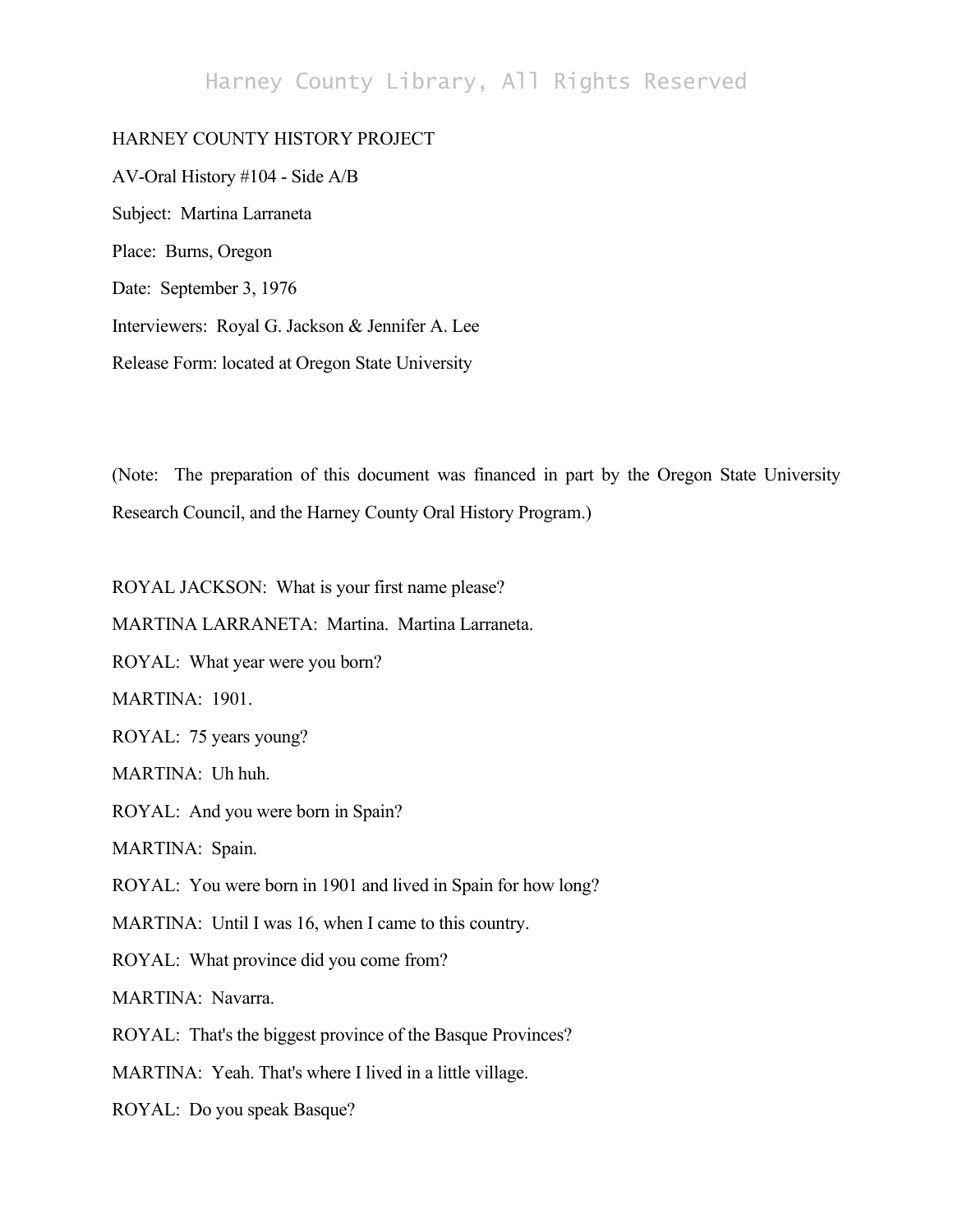HARNEY COUNTY HISTORY PROJECT

AV-Oral History #104 - Side A/B

Subject: Martina Larraneta

Place: Burns, Oregon

Date: September 3, 1976

Interviewers: Royal G. Jackson & Jennifer A. Lee

Release Form: located at Oregon State University

(Note: The preparation of this document was financed in part by the Oregon State University Research Council, and the Harney County Oral History Program.)

ROYAL JACKSON: What is your first name please?

MARTINA LARRANETA: Martina. Martina Larraneta.

ROYAL: What year were you born?

MARTINA: 1901.

ROYAL: 75 years young?

MARTINA: Uh huh.

ROYAL: And you were born in Spain?

MARTINA: Spain.

ROYAL: You were born in 1901 and lived in Spain for how long?

MARTINA: Until I was 16, when I came to this country.

ROYAL: What province did you come from?

MARTINA: Navarra.

ROYAL: That's the biggest province of the Basque Provinces?

MARTINA: Yeah. That's where I lived in a little village.

ROYAL: Do you speak Basque?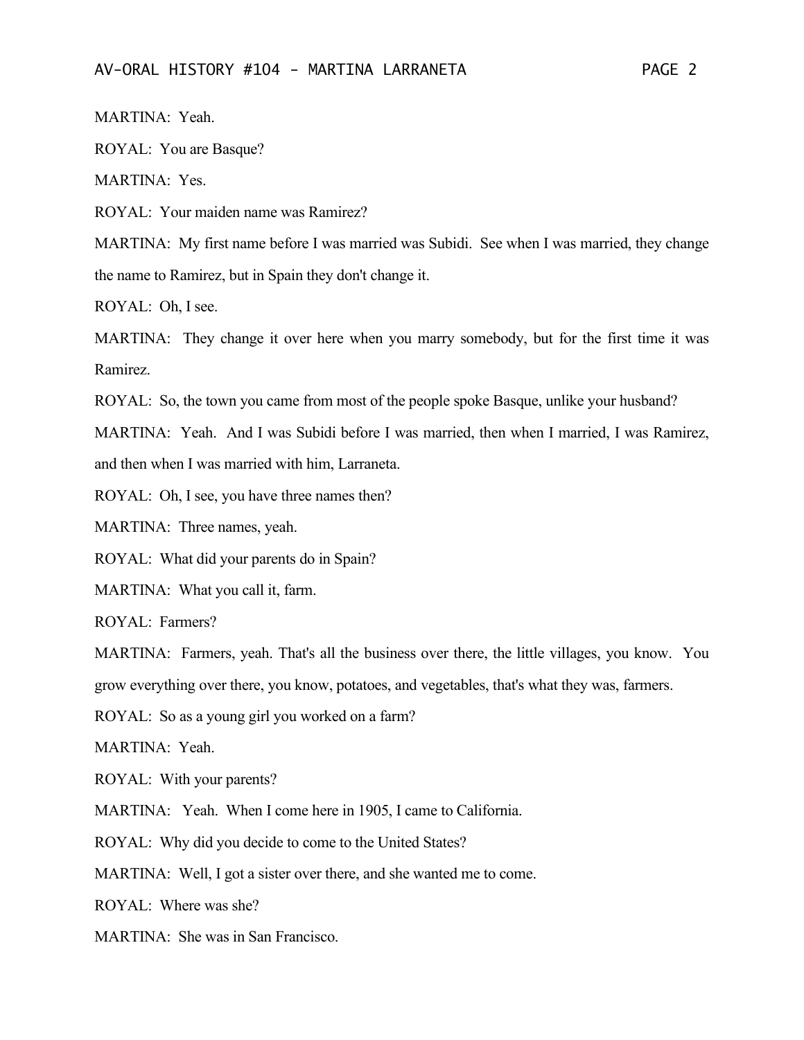MARTINA: Yeah.

ROYAL: You are Basque?

MARTINA: Yes.

ROYAL: Your maiden name was Ramirez?

MARTINA: My first name before I was married was Subidi. See when I was married, they change the name to Ramirez, but in Spain they don't change it.

ROYAL: Oh, I see.

MARTINA: They change it over here when you marry somebody, but for the first time it was Ramirez.

ROYAL: So, the town you came from most of the people spoke Basque, unlike your husband?

MARTINA: Yeah. And I was Subidi before I was married, then when I married, I was Ramirez, and then when I was married with him, Larraneta.

ROYAL: Oh, I see, you have three names then?

MARTINA: Three names, yeah.

ROYAL: What did your parents do in Spain?

MARTINA: What you call it, farm.

ROYAL: Farmers?

MARTINA: Farmers, yeah. That's all the business over there, the little villages, you know. You grow everything over there, you know, potatoes, and vegetables, that's what they was, farmers.

ROYAL: So as a young girl you worked on a farm?

MARTINA: Yeah.

ROYAL: With your parents?

MARTINA: Yeah. When I come here in 1905, I came to California.

ROYAL: Why did you decide to come to the United States?

MARTINA: Well, I got a sister over there, and she wanted me to come.

ROYAL: Where was she?

MARTINA: She was in San Francisco.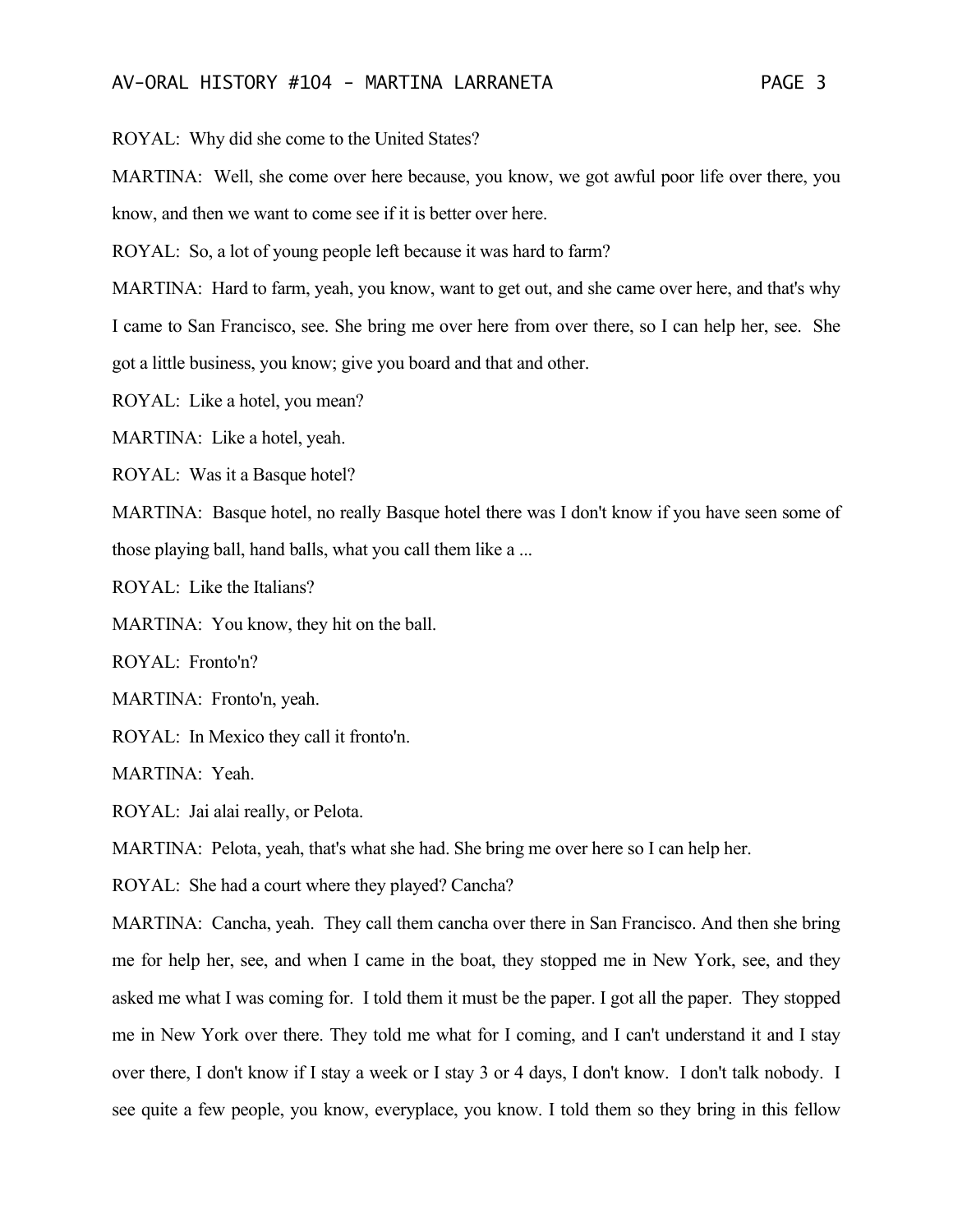ROYAL: Why did she come to the United States?

MARTINA: Well, she come over here because, you know, we got awful poor life over there, you know, and then we want to come see if it is better over here.

ROYAL: So, a lot of young people left because it was hard to farm?

MARTINA: Hard to farm, yeah, you know, want to get out, and she came over here, and that's why I came to San Francisco, see. She bring me over here from over there, so I can help her, see. She got a little business, you know; give you board and that and other.

ROYAL: Like a hotel, you mean?

MARTINA: Like a hotel, yeah.

ROYAL: Was it a Basque hotel?

MARTINA: Basque hotel, no really Basque hotel there was I don't know if you have seen some of those playing ball, hand balls, what you call them like a ...

ROYAL: Like the Italians?

MARTINA: You know, they hit on the ball.

ROYAL: Fronto'n?

MARTINA: Fronto'n, yeah.

ROYAL: In Mexico they call it fronto'n.

MARTINA: Yeah.

ROYAL: Jai alai really, or Pelota.

MARTINA: Pelota, yeah, that's what she had. She bring me over here so I can help her.

ROYAL: She had a court where they played? Cancha?

MARTINA: Cancha, yeah. They call them cancha over there in San Francisco. And then she bring me for help her, see, and when I came in the boat, they stopped me in New York, see, and they asked me what I was coming for. I told them it must be the paper. I got all the paper. They stopped me in New York over there. They told me what for I coming, and I can't understand it and I stay over there, I don't know if I stay a week or I stay 3 or 4 days, I don't know. I don't talk nobody. I see quite a few people, you know, everyplace, you know. I told them so they bring in this fellow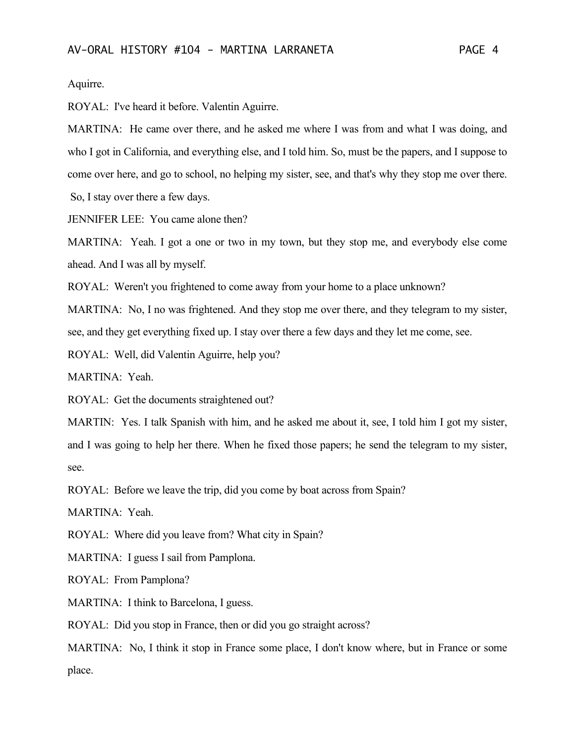Aquirre.

ROYAL: I've heard it before. Valentin Aguirre.

MARTINA: He came over there, and he asked me where I was from and what I was doing, and who I got in California, and everything else, and I told him. So, must be the papers, and I suppose to come over here, and go to school, no helping my sister, see, and that's why they stop me over there. So, I stay over there a few days.

JENNIFER LEE: You came alone then?

MARTINA: Yeah. I got a one or two in my town, but they stop me, and everybody else come ahead. And I was all by myself.

ROYAL: Weren't you frightened to come away from your home to a place unknown?

MARTINA: No, I no was frightened. And they stop me over there, and they telegram to my sister, see, and they get everything fixed up. I stay over there a few days and they let me come, see.

ROYAL: Well, did Valentin Aguirre, help you?

MARTINA: Yeah.

ROYAL: Get the documents straightened out?

MARTIN: Yes. I talk Spanish with him, and he asked me about it, see, I told him I got my sister, and I was going to help her there. When he fixed those papers; he send the telegram to my sister, see.

ROYAL: Before we leave the trip, did you come by boat across from Spain?

MARTINA: Yeah.

ROYAL: Where did you leave from? What city in Spain?

MARTINA: I guess I sail from Pamplona.

ROYAL: From Pamplona?

MARTINA: I think to Barcelona, I guess.

ROYAL: Did you stop in France, then or did you go straight across?

MARTINA: No, I think it stop in France some place, I don't know where, but in France or some place.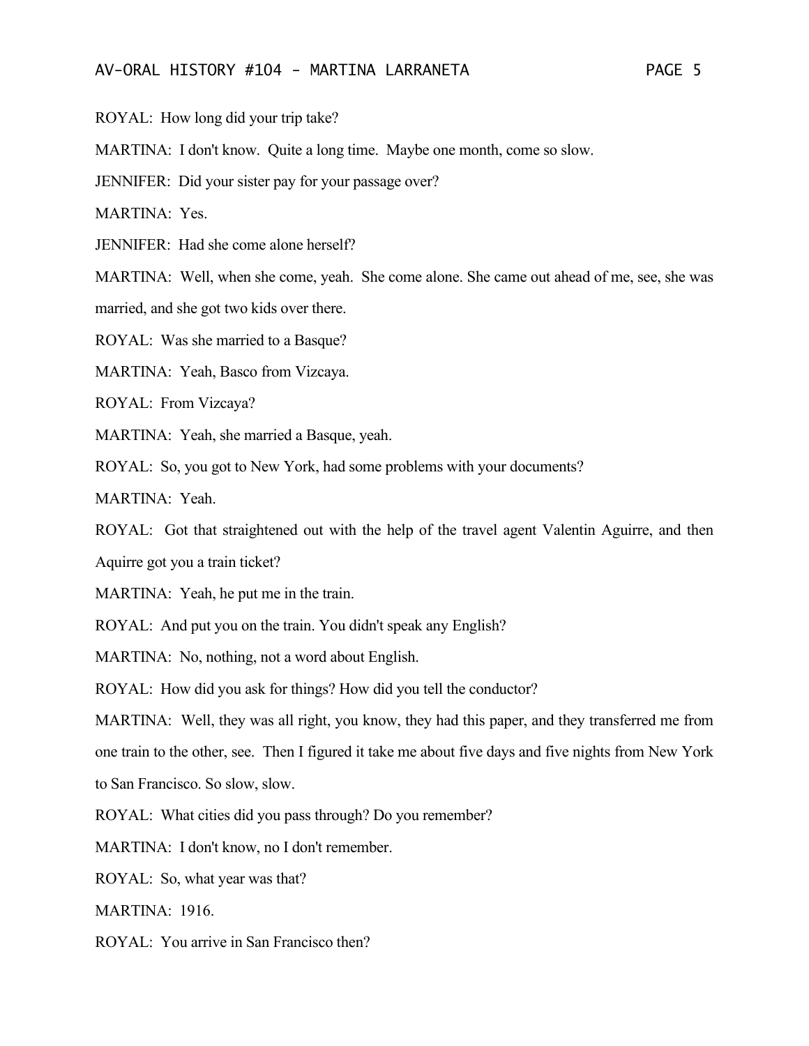ROYAL: How long did your trip take?

MARTINA: I don't know. Quite a long time. Maybe one month, come so slow.

JENNIFER: Did your sister pay for your passage over?

MARTINA: Yes.

JENNIFER: Had she come alone herself?

MARTINA: Well, when she come, yeah. She come alone. She came out ahead of me, see, she was married, and she got two kids over there.

ROYAL: Was she married to a Basque?

MARTINA: Yeah, Basco from Vizcaya.

ROYAL: From Vizcaya?

MARTINA: Yeah, she married a Basque, yeah.

ROYAL: So, you got to New York, had some problems with your documents?

MARTINA: Yeah.

ROYAL: Got that straightened out with the help of the travel agent Valentin Aguirre, and then Aquirre got you a train ticket?

MARTINA: Yeah, he put me in the train.

ROYAL: And put you on the train. You didn't speak any English?

MARTINA: No, nothing, not a word about English.

ROYAL: How did you ask for things? How did you tell the conductor?

MARTINA: Well, they was all right, you know, they had this paper, and they transferred me from one train to the other, see. Then I figured it take me about five days and five nights from New York to San Francisco. So slow, slow.

ROYAL: What cities did you pass through? Do you remember?

MARTINA: I don't know, no I don't remember.

ROYAL: So, what year was that?

MARTINA: 1916.

ROYAL: You arrive in San Francisco then?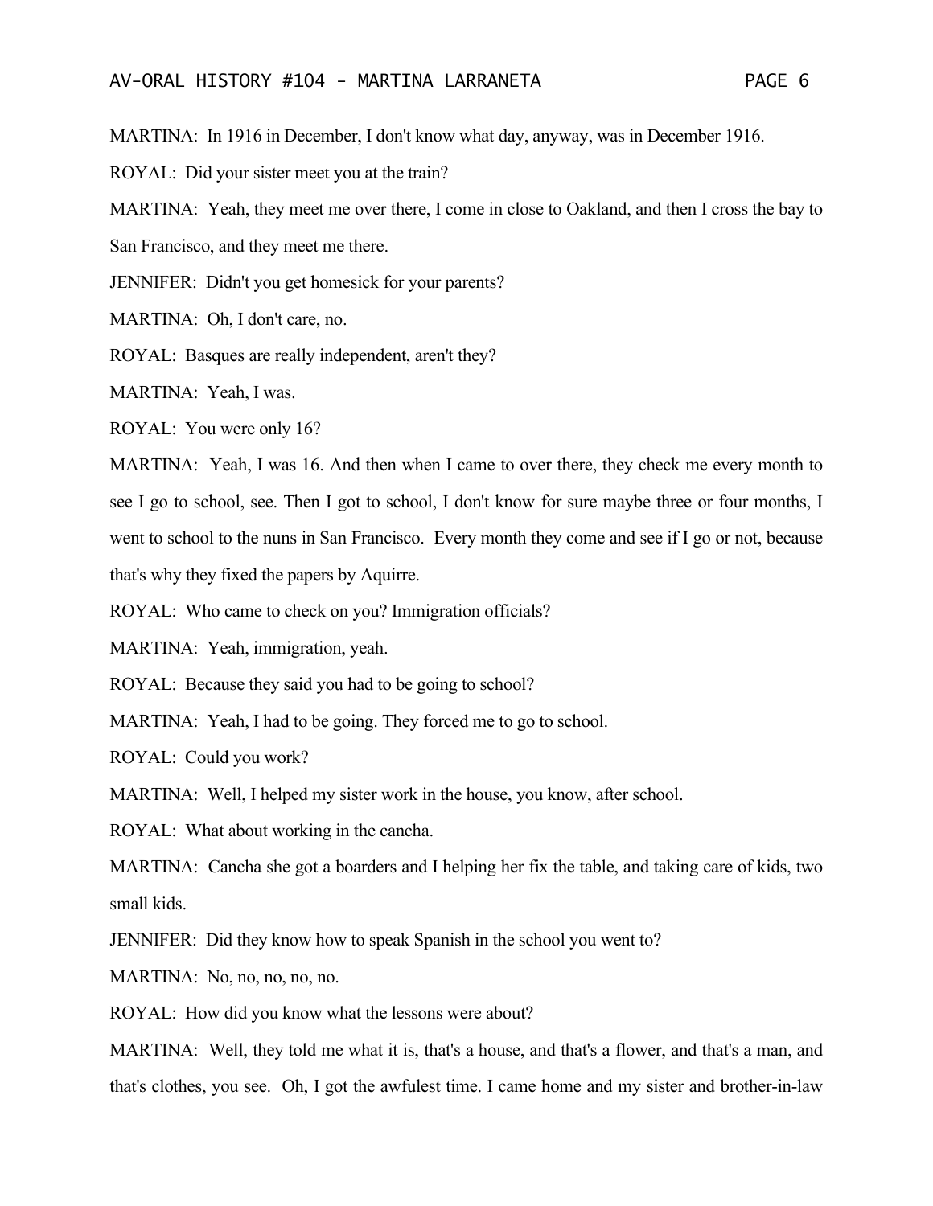MARTINA: In 1916 in December, I don't know what day, anyway, was in December 1916.

ROYAL: Did your sister meet you at the train?

MARTINA: Yeah, they meet me over there, I come in close to Oakland, and then I cross the bay to San Francisco, and they meet me there.

JENNIFER: Didn't you get homesick for your parents?

MARTINA: Oh, I don't care, no.

ROYAL: Basques are really independent, aren't they?

MARTINA: Yeah, I was.

ROYAL: You were only 16?

MARTINA: Yeah, I was 16. And then when I came to over there, they check me every month to see I go to school, see. Then I got to school, I don't know for sure maybe three or four months, I went to school to the nuns in San Francisco. Every month they come and see if I go or not, because that's why they fixed the papers by Aquirre.

ROYAL: Who came to check on you? Immigration officials?

MARTINA: Yeah, immigration, yeah.

ROYAL: Because they said you had to be going to school?

MARTINA: Yeah, I had to be going. They forced me to go to school.

ROYAL: Could you work?

MARTINA: Well, I helped my sister work in the house, you know, after school.

ROYAL: What about working in the cancha.

MARTINA: Cancha she got a boarders and I helping her fix the table, and taking care of kids, two small kids.

JENNIFER: Did they know how to speak Spanish in the school you went to?

MARTINA: No, no, no, no, no.

ROYAL: How did you know what the lessons were about?

MARTINA: Well, they told me what it is, that's a house, and that's a flower, and that's a man, and that's clothes, you see. Oh, I got the awfulest time. I came home and my sister and brother-in-law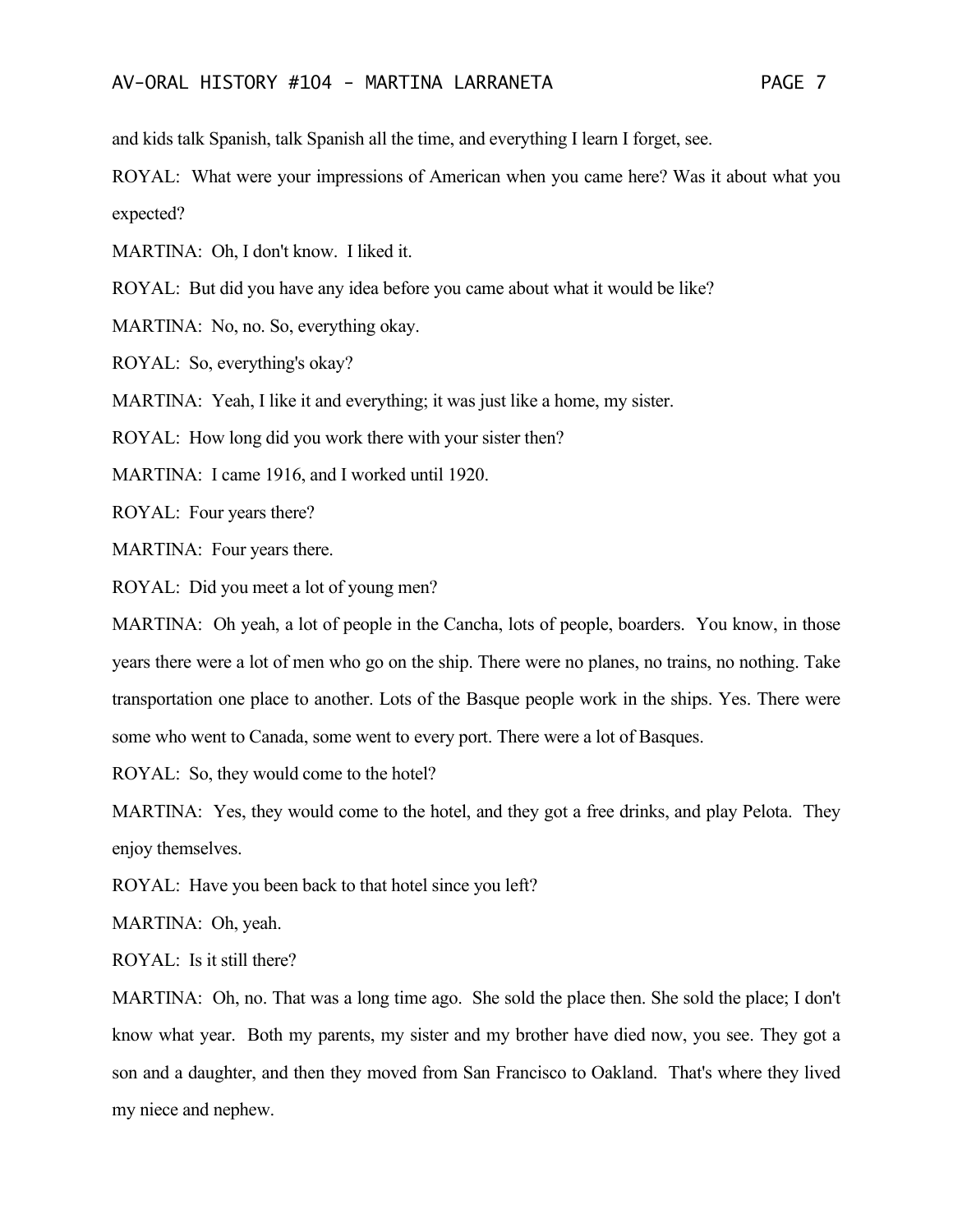and kids talk Spanish, talk Spanish all the time, and everything I learn I forget, see.

ROYAL: What were your impressions of American when you came here? Was it about what you expected?

MARTINA: Oh, I don't know. I liked it.

ROYAL: But did you have any idea before you came about what it would be like?

MARTINA: No, no. So, everything okay.

ROYAL: So, everything's okay?

MARTINA: Yeah, I like it and everything; it was just like a home, my sister.

ROYAL: How long did you work there with your sister then?

MARTINA: I came 1916, and I worked until 1920.

ROYAL: Four years there?

MARTINA: Four years there.

ROYAL: Did you meet a lot of young men?

MARTINA: Oh yeah, a lot of people in the Cancha, lots of people, boarders. You know, in those years there were a lot of men who go on the ship. There were no planes, no trains, no nothing. Take transportation one place to another. Lots of the Basque people work in the ships. Yes. There were some who went to Canada, some went to every port. There were a lot of Basques.

ROYAL: So, they would come to the hotel?

MARTINA: Yes, they would come to the hotel, and they got a free drinks, and play Pelota. They enjoy themselves.

ROYAL: Have you been back to that hotel since you left?

MARTINA: Oh, yeah.

ROYAL: Is it still there?

MARTINA: Oh, no. That was a long time ago. She sold the place then. She sold the place; I don't know what year. Both my parents, my sister and my brother have died now, you see. They got a son and a daughter, and then they moved from San Francisco to Oakland. That's where they lived my niece and nephew.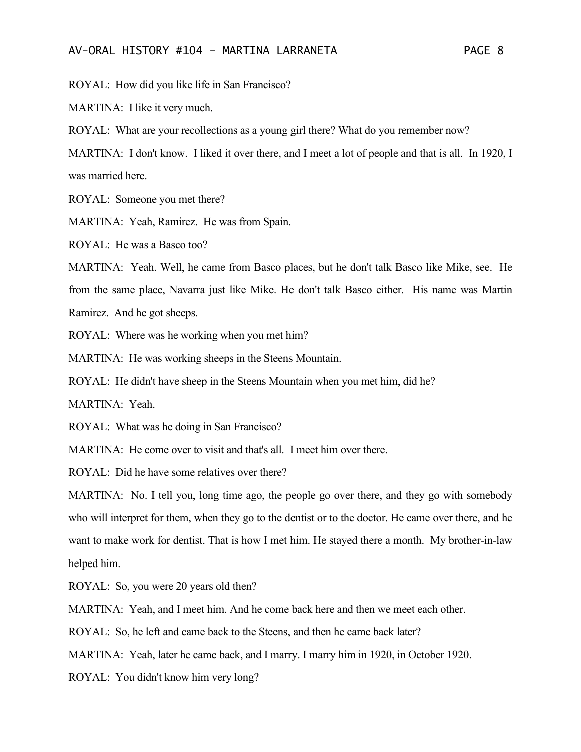ROYAL: How did you like life in San Francisco?

MARTINA: I like it very much.

ROYAL: What are your recollections as a young girl there? What do you remember now?

MARTINA: I don't know. I liked it over there, and I meet a lot of people and that is all. In 1920, I was married here.

ROYAL: Someone you met there?

MARTINA: Yeah, Ramirez. He was from Spain.

ROYAL: He was a Basco too?

MARTINA: Yeah. Well, he came from Basco places, but he don't talk Basco like Mike, see. He from the same place, Navarra just like Mike. He don't talk Basco either. His name was Martin Ramirez. And he got sheeps.

ROYAL: Where was he working when you met him?

MARTINA: He was working sheeps in the Steens Mountain.

ROYAL: He didn't have sheep in the Steens Mountain when you met him, did he?

MARTINA: Yeah.

ROYAL: What was he doing in San Francisco?

MARTINA: He come over to visit and that's all. I meet him over there.

ROYAL: Did he have some relatives over there?

MARTINA: No. I tell you, long time ago, the people go over there, and they go with somebody who will interpret for them, when they go to the dentist or to the doctor. He came over there, and he want to make work for dentist. That is how I met him. He stayed there a month. My brother-in-law helped him.

ROYAL: So, you were 20 years old then?

MARTINA: Yeah, and I meet him. And he come back here and then we meet each other.

ROYAL: So, he left and came back to the Steens, and then he came back later?

MARTINA: Yeah, later he came back, and I marry. I marry him in 1920, in October 1920.

ROYAL: You didn't know him very long?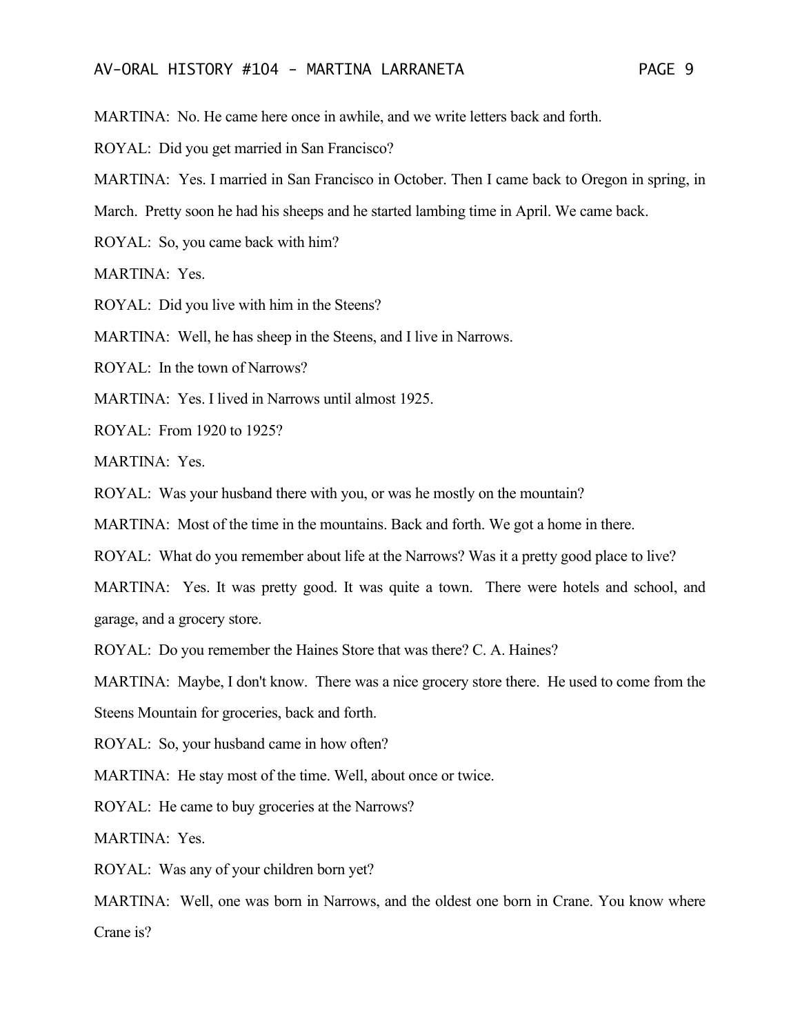MARTINA: No. He came here once in awhile, and we write letters back and forth.

ROYAL: Did you get married in San Francisco?

MARTINA: Yes. I married in San Francisco in October. Then I came back to Oregon in spring, in March. Pretty soon he had his sheeps and he started lambing time in April. We came back.

ROYAL: So, you came back with him?

MARTINA: Yes.

ROYAL: Did you live with him in the Steens?

MARTINA: Well, he has sheep in the Steens, and I live in Narrows.

ROYAL: In the town of Narrows?

MARTINA: Yes. I lived in Narrows until almost 1925.

ROYAL: From 1920 to 1925?

MARTINA: Yes.

ROYAL: Was your husband there with you, or was he mostly on the mountain?

MARTINA: Most of the time in the mountains. Back and forth. We got a home in there.

ROYAL: What do you remember about life at the Narrows? Was it a pretty good place to live?

MARTINA: Yes. It was pretty good. It was quite a town. There were hotels and school, and garage, and a grocery store.

ROYAL: Do you remember the Haines Store that was there? C. A. Haines?

MARTINA: Maybe, I don't know. There was a nice grocery store there. He used to come from the Steens Mountain for groceries, back and forth.

ROYAL: So, your husband came in how often?

MARTINA: He stay most of the time. Well, about once or twice.

ROYAL: He came to buy groceries at the Narrows?

MARTINA: Yes.

ROYAL: Was any of your children born yet?

MARTINA: Well, one was born in Narrows, and the oldest one born in Crane. You know where Crane is?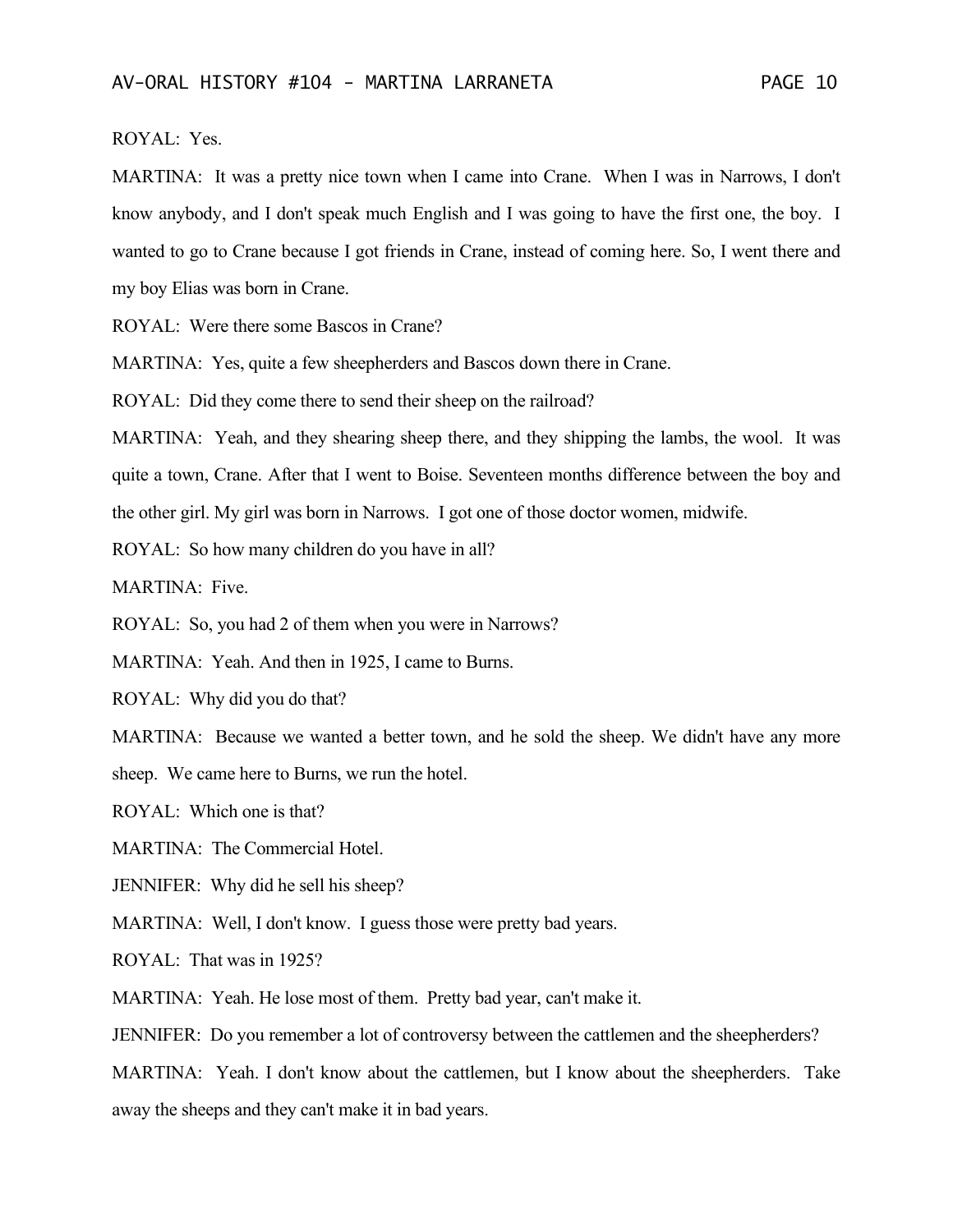ROYAL: Yes.

MARTINA: It was a pretty nice town when I came into Crane. When I was in Narrows, I don't know anybody, and I don't speak much English and I was going to have the first one, the boy. I wanted to go to Crane because I got friends in Crane, instead of coming here. So, I went there and my boy Elias was born in Crane.

ROYAL: Were there some Bascos in Crane?

MARTINA: Yes, quite a few sheepherders and Bascos down there in Crane.

ROYAL: Did they come there to send their sheep on the railroad?

MARTINA: Yeah, and they shearing sheep there, and they shipping the lambs, the wool. It was quite a town, Crane. After that I went to Boise. Seventeen months difference between the boy and the other girl. My girl was born in Narrows. I got one of those doctor women, midwife.

ROYAL: So how many children do you have in all?

MARTINA: Five.

ROYAL: So, you had 2 of them when you were in Narrows?

MARTINA: Yeah. And then in 1925, I came to Burns.

ROYAL: Why did you do that?

MARTINA: Because we wanted a better town, and he sold the sheep. We didn't have any more sheep. We came here to Burns, we run the hotel.

ROYAL: Which one is that?

MARTINA: The Commercial Hotel.

JENNIFER: Why did he sell his sheep?

MARTINA: Well, I don't know. I guess those were pretty bad years.

ROYAL: That was in 1925?

MARTINA: Yeah. He lose most of them. Pretty bad year, can't make it.

JENNIFER: Do you remember a lot of controversy between the cattlemen and the sheepherders?

MARTINA: Yeah. I don't know about the cattlemen, but I know about the sheepherders. Take away the sheeps and they can't make it in bad years.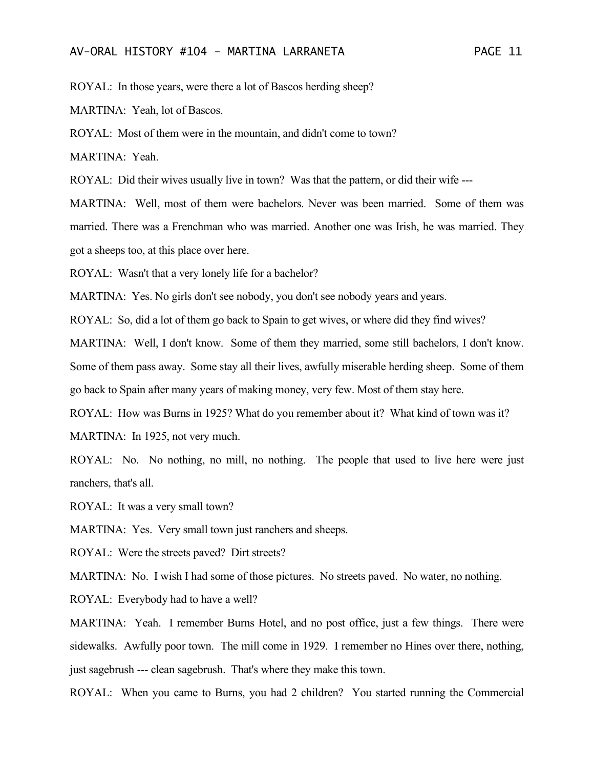ROYAL: In those years, were there a lot of Bascos herding sheep?

MARTINA: Yeah, lot of Bascos.

ROYAL: Most of them were in the mountain, and didn't come to town?

MARTINA: Yeah.

ROYAL: Did their wives usually live in town? Was that the pattern, or did their wife ---

MARTINA: Well, most of them were bachelors. Never was been married. Some of them was married. There was a Frenchman who was married. Another one was Irish, he was married. They got a sheeps too, at this place over here.

ROYAL: Wasn't that a very lonely life for a bachelor?

MARTINA: Yes. No girls don't see nobody, you don't see nobody years and years.

ROYAL: So, did a lot of them go back to Spain to get wives, or where did they find wives?

MARTINA: Well, I don't know. Some of them they married, some still bachelors, I don't know. Some of them pass away. Some stay all their lives, awfully miserable herding sheep. Some of them go back to Spain after many years of making money, very few. Most of them stay here.

ROYAL: How was Burns in 1925? What do you remember about it? What kind of town was it?

MARTINA: In 1925, not very much.

ROYAL: No. No nothing, no mill, no nothing. The people that used to live here were just ranchers, that's all.

ROYAL: It was a very small town?

MARTINA: Yes. Very small town just ranchers and sheeps.

ROYAL: Were the streets paved? Dirt streets?

MARTINA: No. I wish I had some of those pictures. No streets paved. No water, no nothing.

ROYAL: Everybody had to have a well?

MARTINA: Yeah. I remember Burns Hotel, and no post office, just a few things. There were sidewalks. Awfully poor town. The mill come in 1929. I remember no Hines over there, nothing, just sagebrush --- clean sagebrush. That's where they make this town.

ROYAL: When you came to Burns, you had 2 children? You started running the Commercial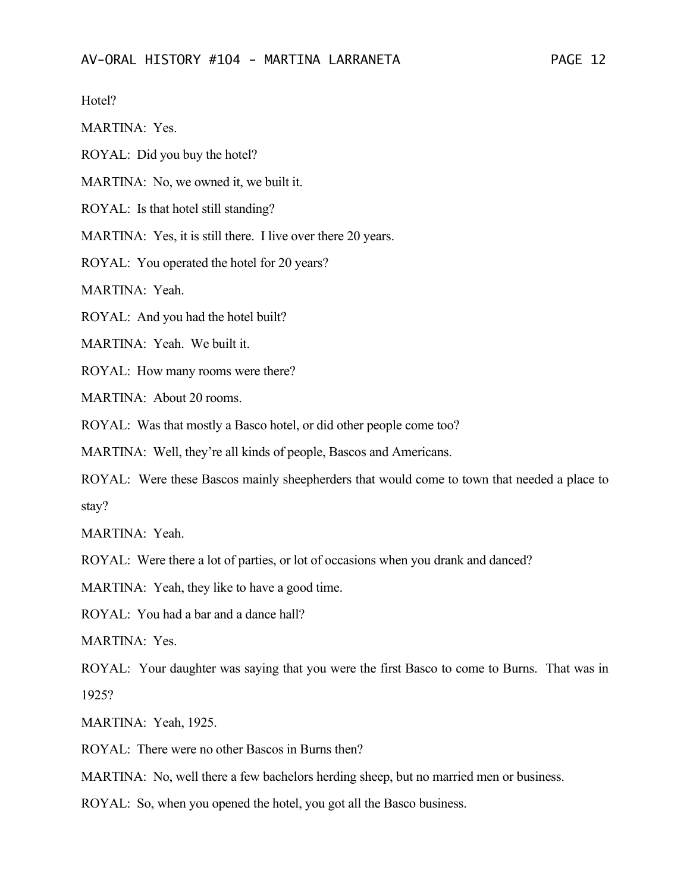Hotel?

MARTINA: Yes.

ROYAL: Did you buy the hotel?

MARTINA: No, we owned it, we built it.

ROYAL: Is that hotel still standing?

MARTINA: Yes, it is still there. I live over there 20 years.

ROYAL: You operated the hotel for 20 years?

MARTINA: Yeah.

ROYAL: And you had the hotel built?

MARTINA: Yeah. We built it.

ROYAL: How many rooms were there?

MARTINA: About 20 rooms.

ROYAL: Was that mostly a Basco hotel, or did other people come too?

MARTINA: Well, they're all kinds of people, Bascos and Americans.

ROYAL: Were these Bascos mainly sheepherders that would come to town that needed a place to stay?

MARTINA: Yeah.

ROYAL: Were there a lot of parties, or lot of occasions when you drank and danced?

MARTINA: Yeah, they like to have a good time.

ROYAL: You had a bar and a dance hall?

MARTINA: Yes.

ROYAL: Your daughter was saying that you were the first Basco to come to Burns. That was in 1925?

MARTINA: Yeah, 1925.

ROYAL: There were no other Bascos in Burns then?

MARTINA: No, well there a few bachelors herding sheep, but no married men or business.

ROYAL: So, when you opened the hotel, you got all the Basco business.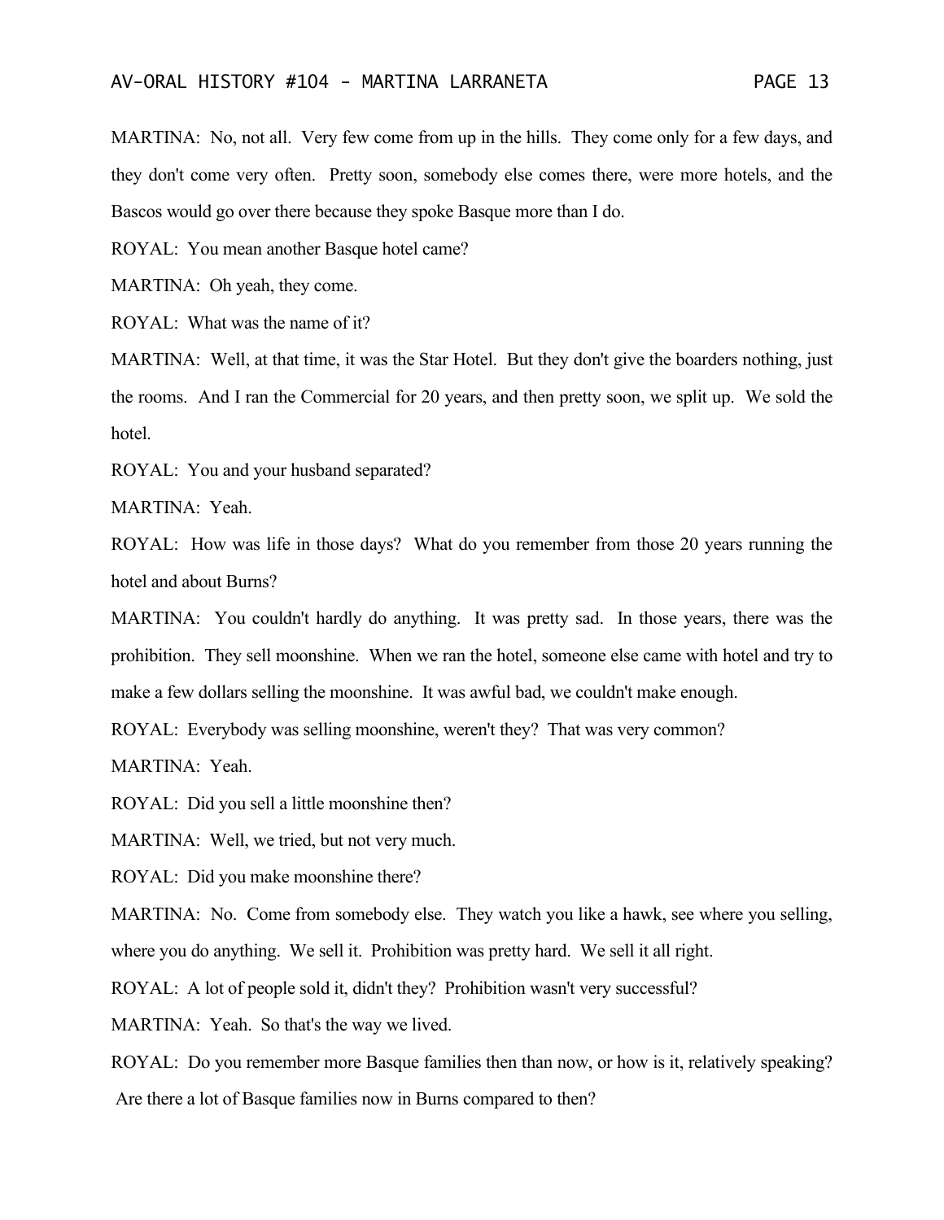MARTINA: No, not all. Very few come from up in the hills. They come only for a few days, and they don't come very often. Pretty soon, somebody else comes there, were more hotels, and the Bascos would go over there because they spoke Basque more than I do.

ROYAL: You mean another Basque hotel came?

MARTINA: Oh yeah, they come.

ROYAL: What was the name of it?

MARTINA: Well, at that time, it was the Star Hotel. But they don't give the boarders nothing, just the rooms. And I ran the Commercial for 20 years, and then pretty soon, we split up. We sold the hotel.

ROYAL: You and your husband separated?

MARTINA: Yeah.

ROYAL: How was life in those days? What do you remember from those 20 years running the hotel and about Burns?

MARTINA: You couldn't hardly do anything. It was pretty sad. In those years, there was the prohibition. They sell moonshine. When we ran the hotel, someone else came with hotel and try to make a few dollars selling the moonshine. It was awful bad, we couldn't make enough.

ROYAL: Everybody was selling moonshine, weren't they? That was very common?

MARTINA: Yeah.

ROYAL: Did you sell a little moonshine then?

MARTINA: Well, we tried, but not very much.

ROYAL: Did you make moonshine there?

MARTINA: No. Come from somebody else. They watch you like a hawk, see where you selling, where you do anything. We sell it. Prohibition was pretty hard. We sell it all right.

ROYAL: A lot of people sold it, didn't they? Prohibition wasn't very successful?

MARTINA: Yeah. So that's the way we lived.

ROYAL: Do you remember more Basque families then than now, or how is it, relatively speaking? Are there a lot of Basque families now in Burns compared to then?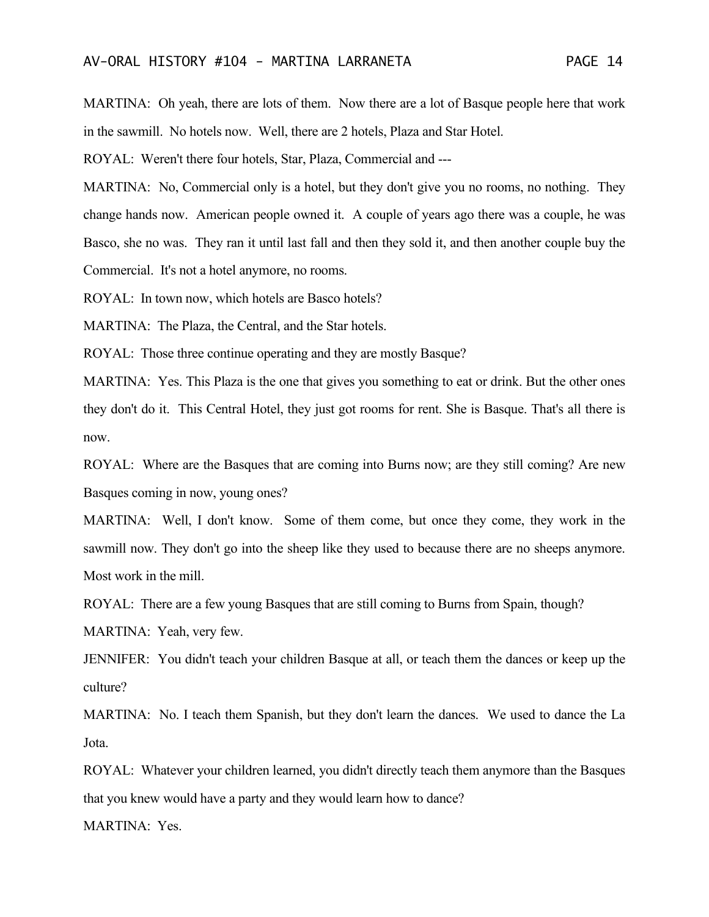MARTINA: Oh yeah, there are lots of them. Now there are a lot of Basque people here that work in the sawmill. No hotels now. Well, there are 2 hotels, Plaza and Star Hotel.

ROYAL: Weren't there four hotels, Star, Plaza, Commercial and ---

MARTINA: No, Commercial only is a hotel, but they don't give you no rooms, no nothing. They change hands now. American people owned it. A couple of years ago there was a couple, he was Basco, she no was. They ran it until last fall and then they sold it, and then another couple buy the Commercial. It's not a hotel anymore, no rooms.

ROYAL: In town now, which hotels are Basco hotels?

MARTINA: The Plaza, the Central, and the Star hotels.

ROYAL: Those three continue operating and they are mostly Basque?

MARTINA: Yes. This Plaza is the one that gives you something to eat or drink. But the other ones they don't do it. This Central Hotel, they just got rooms for rent. She is Basque. That's all there is now.

ROYAL: Where are the Basques that are coming into Burns now; are they still coming? Are new Basques coming in now, young ones?

MARTINA: Well, I don't know. Some of them come, but once they come, they work in the sawmill now. They don't go into the sheep like they used to because there are no sheeps anymore. Most work in the mill.

ROYAL: There are a few young Basques that are still coming to Burns from Spain, though?

MARTINA: Yeah, very few.

JENNIFER: You didn't teach your children Basque at all, or teach them the dances or keep up the culture?

MARTINA: No. I teach them Spanish, but they don't learn the dances. We used to dance the La Jota.

ROYAL: Whatever your children learned, you didn't directly teach them anymore than the Basques that you knew would have a party and they would learn how to dance?

MARTINA: Yes.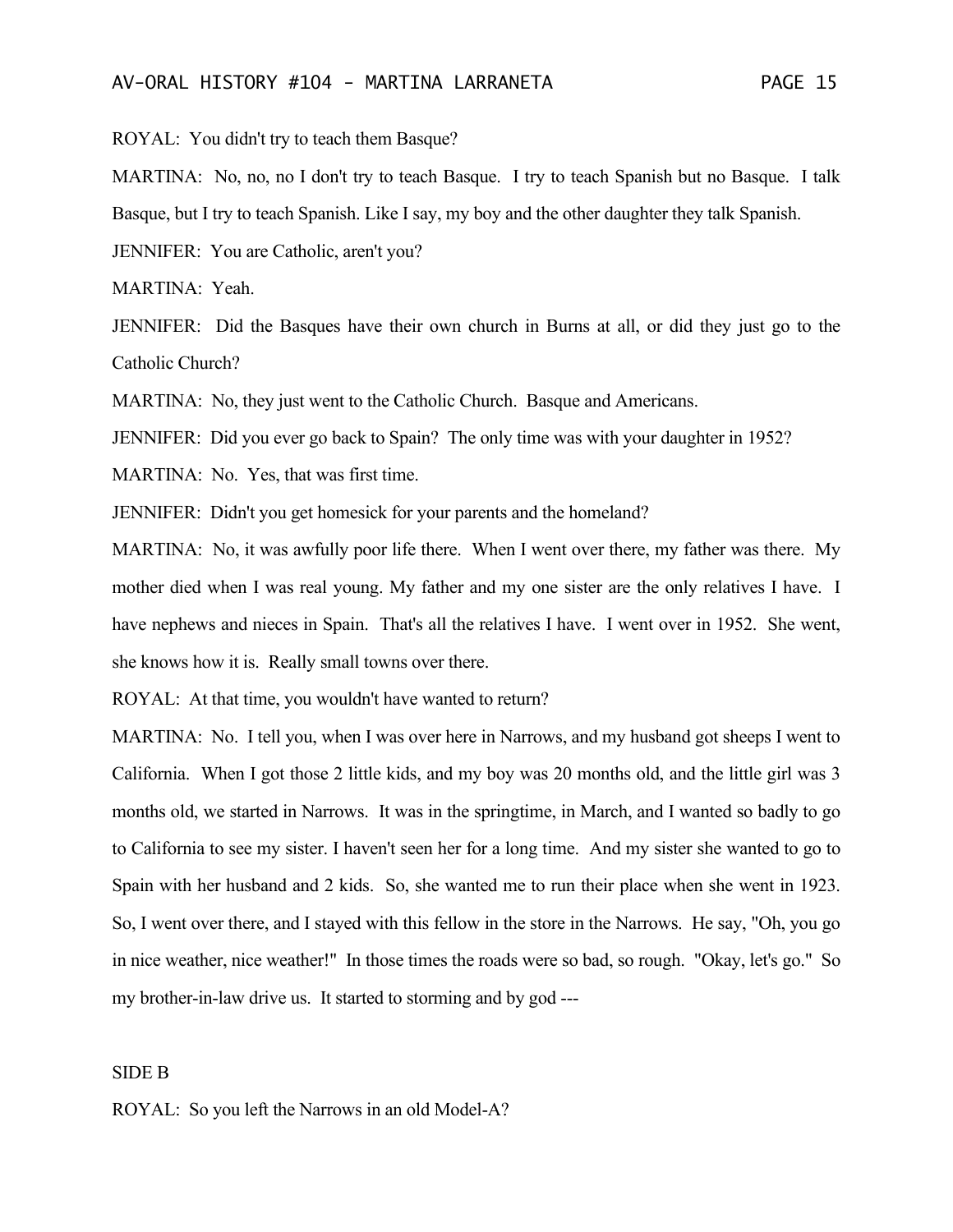ROYAL: You didn't try to teach them Basque?

MARTINA: No, no, no I don't try to teach Basque. I try to teach Spanish but no Basque. I talk Basque, but I try to teach Spanish. Like I say, my boy and the other daughter they talk Spanish.

JENNIFER: You are Catholic, aren't you?

MARTINA: Yeah.

JENNIFER: Did the Basques have their own church in Burns at all, or did they just go to the Catholic Church?

MARTINA: No, they just went to the Catholic Church. Basque and Americans.

JENNIFER: Did you ever go back to Spain? The only time was with your daughter in 1952?

MARTINA: No. Yes, that was first time.

JENNIFER: Didn't you get homesick for your parents and the homeland?

MARTINA: No, it was awfully poor life there. When I went over there, my father was there. My mother died when I was real young. My father and my one sister are the only relatives I have. I have nephews and nieces in Spain. That's all the relatives I have. I went over in 1952. She went, she knows how it is. Really small towns over there.

ROYAL: At that time, you wouldn't have wanted to return?

MARTINA: No. I tell you, when I was over here in Narrows, and my husband got sheeps I went to California. When I got those 2 little kids, and my boy was 20 months old, and the little girl was 3 months old, we started in Narrows. It was in the springtime, in March, and I wanted so badly to go to California to see my sister. I haven't seen her for a long time. And my sister she wanted to go to Spain with her husband and 2 kids. So, she wanted me to run their place when she went in 1923. So, I went over there, and I stayed with this fellow in the store in the Narrows. He say, "Oh, you go in nice weather, nice weather!" In those times the roads were so bad, so rough. "Okay, let's go." So my brother-in-law drive us. It started to storming and by god ---

SIDE B

ROYAL: So you left the Narrows in an old Model-A?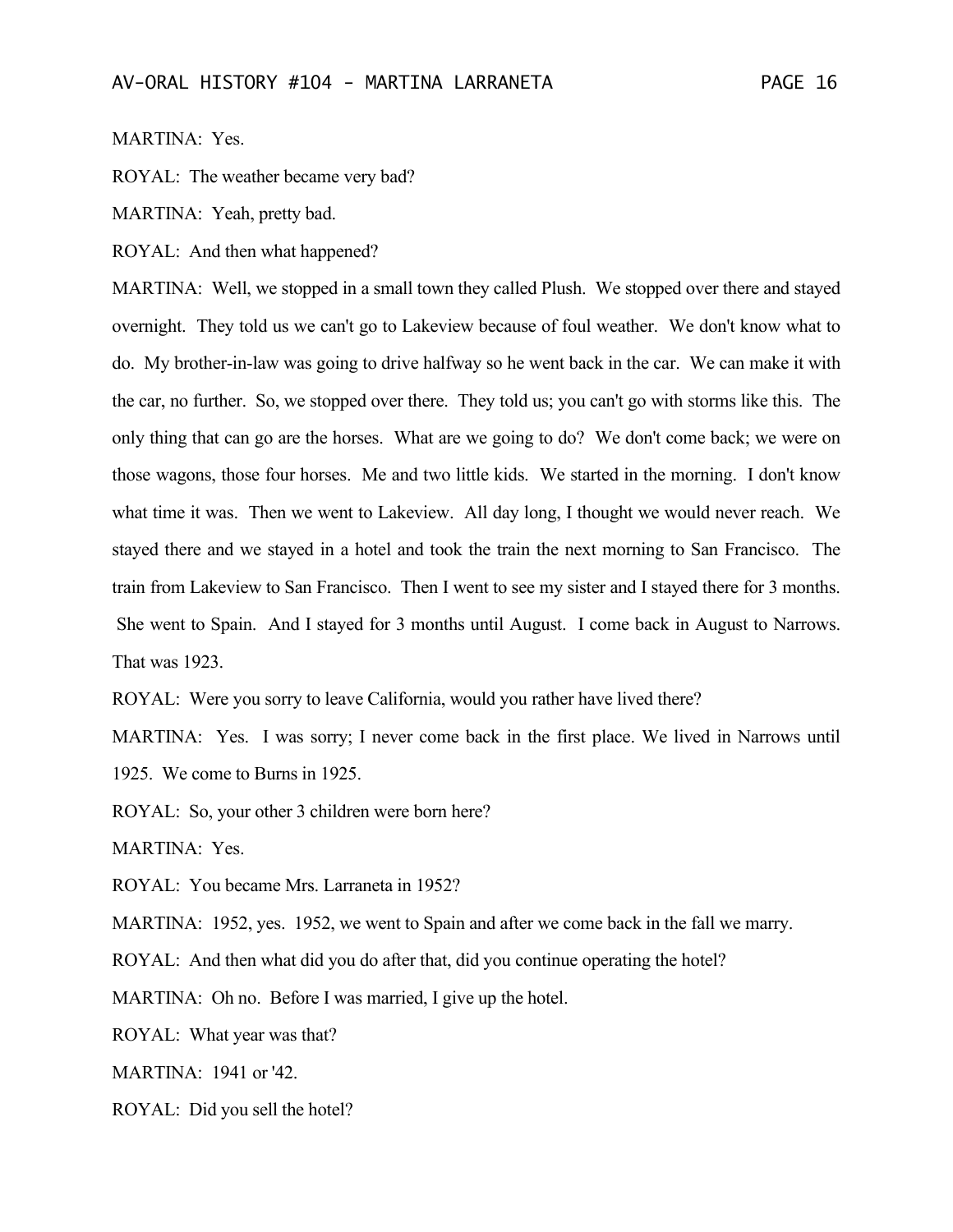MARTINA: Yes.

ROYAL: The weather became very bad?

MARTINA: Yeah, pretty bad.

ROYAL: And then what happened?

MARTINA: Well, we stopped in a small town they called Plush. We stopped over there and stayed overnight. They told us we can't go to Lakeview because of foul weather. We don't know what to do. My brother-in-law was going to drive halfway so he went back in the car. We can make it with the car, no further. So, we stopped over there. They told us; you can't go with storms like this. The only thing that can go are the horses. What are we going to do? We don't come back; we were on those wagons, those four horses. Me and two little kids. We started in the morning. I don't know what time it was. Then we went to Lakeview. All day long, I thought we would never reach. We stayed there and we stayed in a hotel and took the train the next morning to San Francisco. The train from Lakeview to San Francisco. Then I went to see my sister and I stayed there for 3 months. She went to Spain. And I stayed for 3 months until August. I come back in August to Narrows. That was 1923.

ROYAL: Were you sorry to leave California, would you rather have lived there?

MARTINA: Yes. I was sorry; I never come back in the first place. We lived in Narrows until 1925. We come to Burns in 1925.

ROYAL: So, your other 3 children were born here?

MARTINA: Yes.

ROYAL: You became Mrs. Larraneta in 1952?

MARTINA: 1952, yes. 1952, we went to Spain and after we come back in the fall we marry.

ROYAL: And then what did you do after that, did you continue operating the hotel?

MARTINA: Oh no. Before I was married, I give up the hotel.

ROYAL: What year was that?

MARTINA: 1941 or '42.

ROYAL: Did you sell the hotel?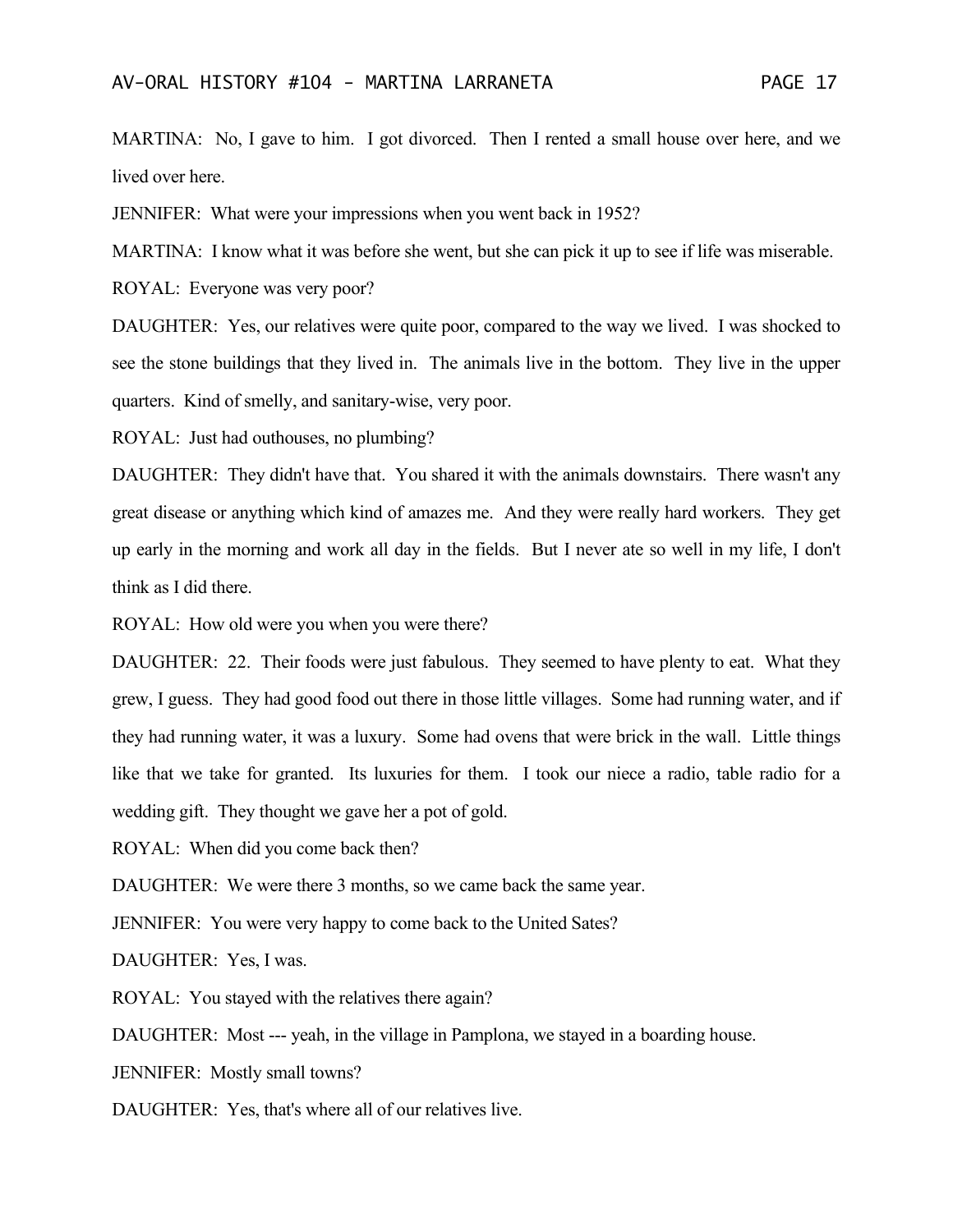MARTINA: No, I gave to him. I got divorced. Then I rented a small house over here, and we lived over here.

JENNIFER: What were your impressions when you went back in 1952?

MARTINA: I know what it was before she went, but she can pick it up to see if life was miserable.

ROYAL: Everyone was very poor?

DAUGHTER: Yes, our relatives were quite poor, compared to the way we lived. I was shocked to see the stone buildings that they lived in. The animals live in the bottom. They live in the upper quarters. Kind of smelly, and sanitary-wise, very poor.

ROYAL: Just had outhouses, no plumbing?

DAUGHTER: They didn't have that. You shared it with the animals downstairs. There wasn't any great disease or anything which kind of amazes me. And they were really hard workers. They get up early in the morning and work all day in the fields. But I never ate so well in my life, I don't think as I did there.

ROYAL: How old were you when you were there?

DAUGHTER: 22. Their foods were just fabulous. They seemed to have plenty to eat. What they grew, I guess. They had good food out there in those little villages. Some had running water, and if they had running water, it was a luxury. Some had ovens that were brick in the wall. Little things like that we take for granted. Its luxuries for them. I took our niece a radio, table radio for a wedding gift. They thought we gave her a pot of gold.

ROYAL: When did you come back then?

DAUGHTER: We were there 3 months, so we came back the same year.

JENNIFER: You were very happy to come back to the United Sates?

DAUGHTER: Yes, I was.

ROYAL: You stayed with the relatives there again?

DAUGHTER: Most --- yeah, in the village in Pamplona, we stayed in a boarding house.

JENNIFER: Mostly small towns?

DAUGHTER: Yes, that's where all of our relatives live.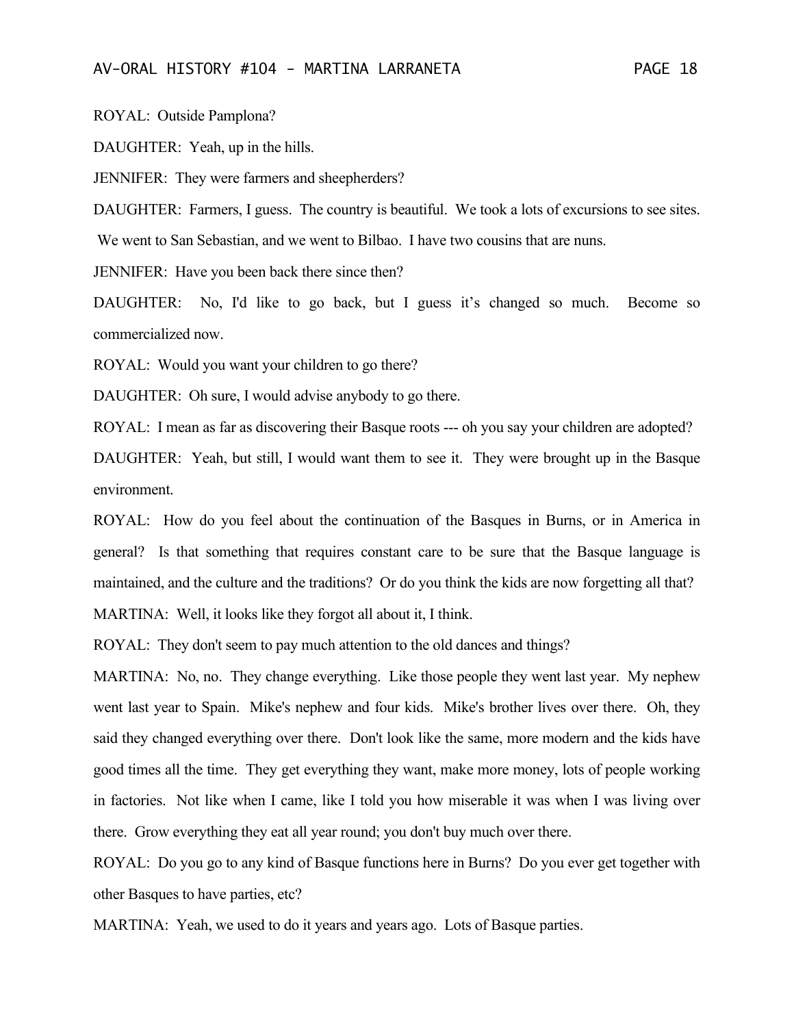ROYAL: Outside Pamplona?

DAUGHTER: Yeah, up in the hills.

JENNIFER: They were farmers and sheepherders?

DAUGHTER: Farmers, I guess. The country is beautiful. We took a lots of excursions to see sites. We went to San Sebastian, and we went to Bilbao. I have two cousins that are nuns.

JENNIFER: Have you been back there since then?

DAUGHTER: No, I'd like to go back, but I guess it's changed so much. Become so commercialized now.

ROYAL: Would you want your children to go there?

DAUGHTER: Oh sure, I would advise anybody to go there.

ROYAL: I mean as far as discovering their Basque roots --- oh you say your children are adopted?

DAUGHTER: Yeah, but still, I would want them to see it. They were brought up in the Basque environment.

ROYAL: How do you feel about the continuation of the Basques in Burns, or in America in general? Is that something that requires constant care to be sure that the Basque language is maintained, and the culture and the traditions? Or do you think the kids are now forgetting all that?

MARTINA: Well, it looks like they forgot all about it, I think.

ROYAL: They don't seem to pay much attention to the old dances and things?

MARTINA: No, no. They change everything. Like those people they went last year. My nephew went last year to Spain. Mike's nephew and four kids. Mike's brother lives over there. Oh, they said they changed everything over there. Don't look like the same, more modern and the kids have good times all the time. They get everything they want, make more money, lots of people working in factories. Not like when I came, like I told you how miserable it was when I was living over there. Grow everything they eat all year round; you don't buy much over there.

ROYAL: Do you go to any kind of Basque functions here in Burns? Do you ever get together with other Basques to have parties, etc?

MARTINA: Yeah, we used to do it years and years ago. Lots of Basque parties.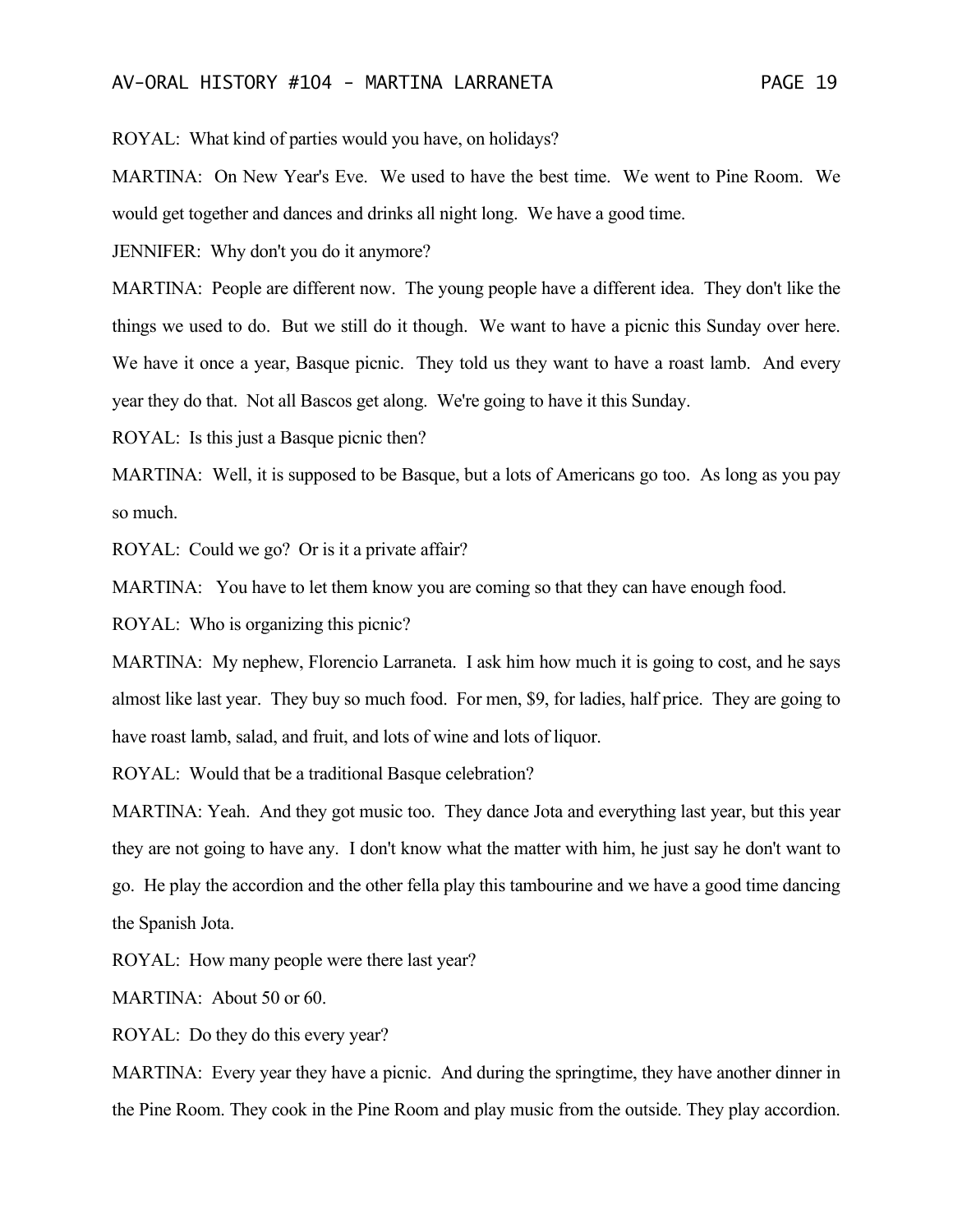ROYAL: What kind of parties would you have, on holidays?

MARTINA: On New Year's Eve. We used to have the best time. We went to Pine Room. We would get together and dances and drinks all night long. We have a good time.

JENNIFER: Why don't you do it anymore?

MARTINA: People are different now. The young people have a different idea. They don't like the things we used to do. But we still do it though. We want to have a picnic this Sunday over here. We have it once a year, Basque picnic. They told us they want to have a roast lamb. And every year they do that. Not all Bascos get along. We're going to have it this Sunday.

ROYAL: Is this just a Basque picnic then?

MARTINA: Well, it is supposed to be Basque, but a lots of Americans go too. As long as you pay so much.

ROYAL: Could we go? Or is it a private affair?

MARTINA: You have to let them know you are coming so that they can have enough food.

ROYAL: Who is organizing this picnic?

MARTINA: My nephew, Florencio Larraneta. I ask him how much it is going to cost, and he says almost like last year. They buy so much food. For men, $9, for ladies, half price. They are going to have roast lamb, salad, and fruit, and lots of wine and lots of liquor.

ROYAL: Would that be a traditional Basque celebration?

MARTINA: Yeah. And they got music too. They dance Jota and everything last year, but this year they are not going to have any. I don't know what the matter with him, he just say he don't want to go. He play the accordion and the other fella play this tambourine and we have a good time dancing the Spanish Jota.

ROYAL: How many people were there last year?

MARTINA: About 50 or 60.

ROYAL: Do they do this every year?

MARTINA: Every year they have a picnic. And during the springtime, they have another dinner in the Pine Room. They cook in the Pine Room and play music from the outside. They play accordion.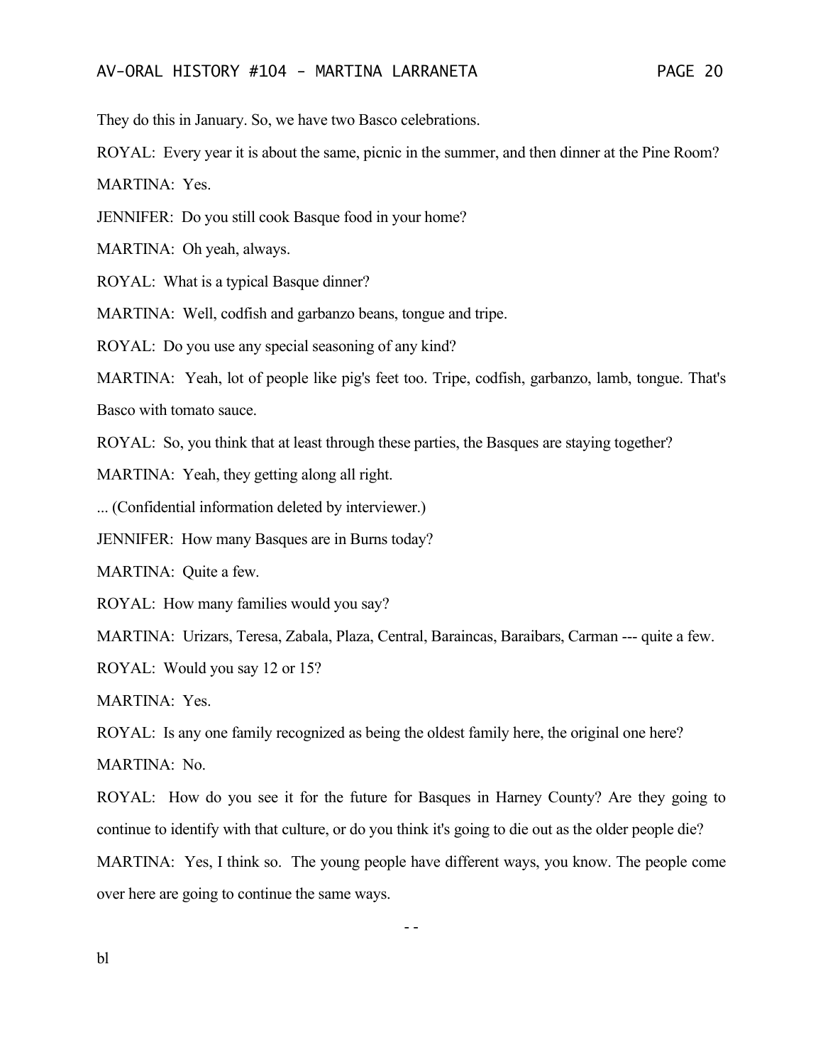They do this in January. So, we have two Basco celebrations.

ROYAL: Every year it is about the same, picnic in the summer, and then dinner at the Pine Room?

MARTINA: Yes.

JENNIFER: Do you still cook Basque food in your home?

MARTINA: Oh yeah, always.

ROYAL: What is a typical Basque dinner?

MARTINA: Well, codfish and garbanzo beans, tongue and tripe.

ROYAL: Do you use any special seasoning of any kind?

MARTINA: Yeah, lot of people like pig's feet too. Tripe, codfish, garbanzo, lamb, tongue. That's Basco with tomato sauce.

ROYAL: So, you think that at least through these parties, the Basques are staying together?

MARTINA: Yeah, they getting along all right.

... (Confidential information deleted by interviewer.)

JENNIFER: How many Basques are in Burns today?

MARTINA: Quite a few.

ROYAL: How many families would you say?

MARTINA: Urizars, Teresa, Zabala, Plaza, Central, Baraincas, Baraibars, Carman --- quite a few.

ROYAL: Would you say 12 or 15?

MARTINA: Yes.

ROYAL: Is any one family recognized as being the oldest family here, the original one here?

MARTINA: No.

ROYAL: How do you see it for the future for Basques in Harney County? Are they going to continue to identify with that culture, or do you think it's going to die out as the older people die?

MARTINA: Yes, I think so. The young people have different ways, you know. The people come over here are going to continue the same ways.

- -

bl